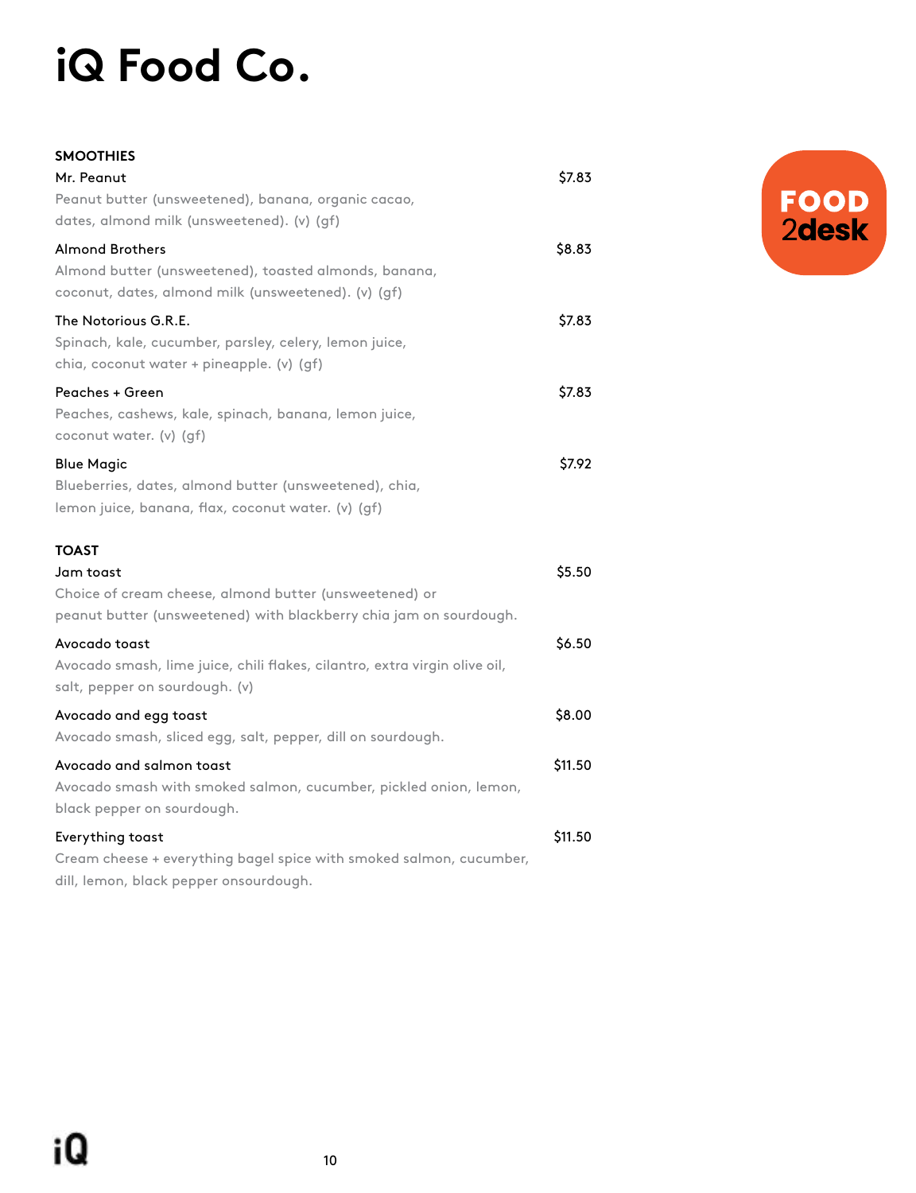# iQ Food Co.

FOOD 2desk

## SMOOTHIES

**Mr. Peanut** — $7.83
Peanut butter (unsweetened), banana, organic cacao, dates, almond milk (unsweetened). (v) (gf)

**Almond Brothers** — $8.83
Almond butter (unsweetened), toasted almonds, banana, coconut, dates, almond milk (unsweetened). (v) (gf)

**The Notorious G.R.E.** — $7.83
Spinach, kale, cucumber, parsley, celery, lemon juice, chia, coconut water + pineapple. (v) (gf)

**Peaches + Green** — $7.83
Peaches, cashews, kale, spinach, banana, lemon juice, coconut water. (v) (gf)

**Blue Magic** — $7.92
Blueberries, dates, almond butter (unsweetened), chia, lemon juice, banana, flax, coconut water. (v) (gf)

## TOAST

**Jam toast** — $5.50
Choice of cream cheese, almond butter (unsweetened) or peanut butter (unsweetened) with blackberry chia jam on sourdough.

**Avocado toast** — $6.50
Avocado smash, lime juice, chili flakes, cilantro, extra virgin olive oil, salt, pepper on sourdough. (v)

**Avocado and egg toast** — $8.00
Avocado smash, sliced egg, salt, pepper, dill on sourdough.

**Avocado and salmon toast** — $11.50
Avocado smash with smoked salmon, cucumber, pickled onion, lemon, black pepper on sourdough.

**Everything toast** — $11.50
Cream cheese + everything bagel spice with smoked salmon, cucumber, dill, lemon, black pepper onsourdough.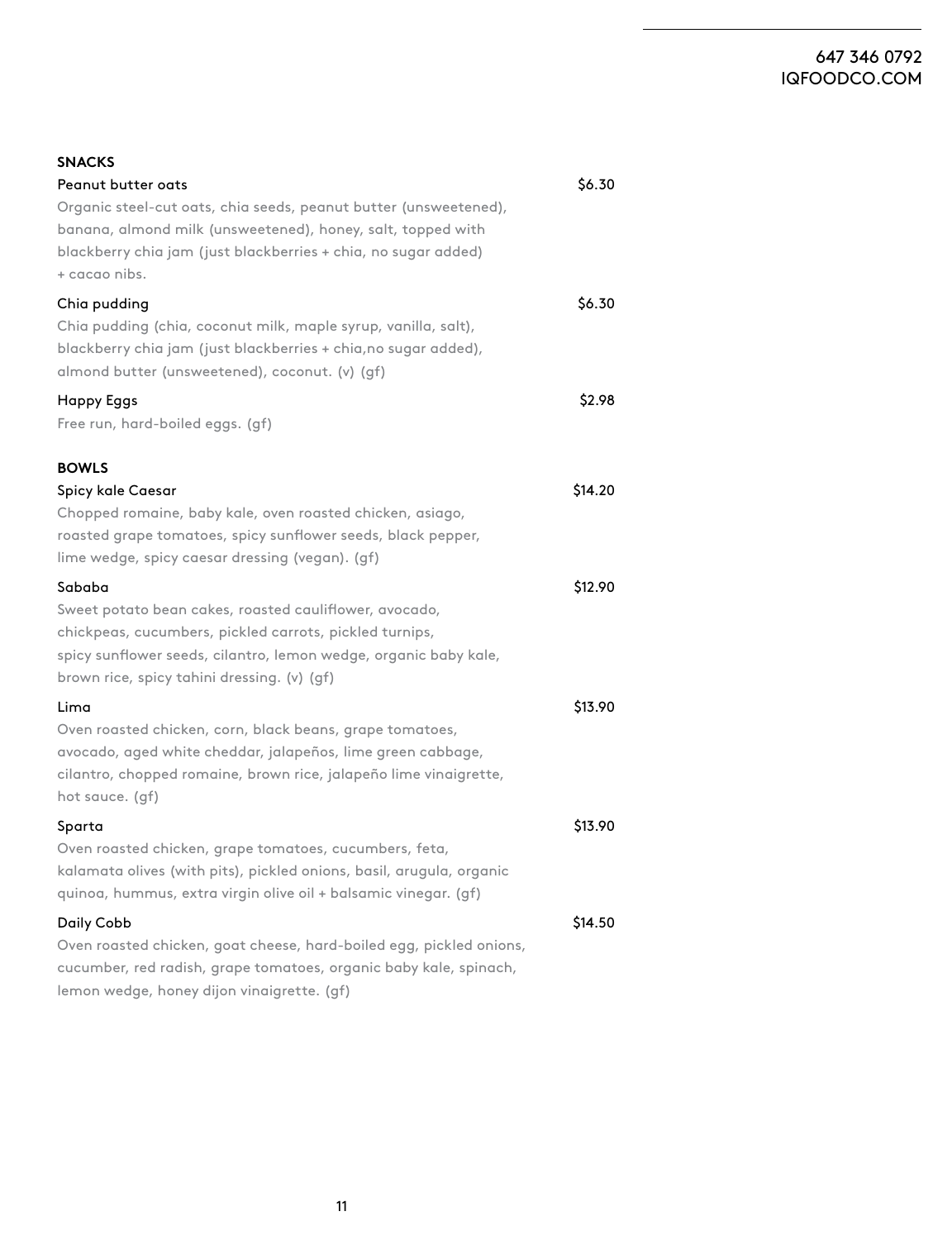647 346 0792
IQFOODCO.COM

## SNACKS

**Peanut butter oats** — $6.30

Organic steel-cut oats, chia seeds, peanut butter (unsweetened), banana, almond milk (unsweetened), honey, salt, topped with blackberry chia jam (just blackberries + chia, no sugar added) + cacao nibs.

**Chia pudding** — $6.30

Chia pudding (chia, coconut milk, maple syrup, vanilla, salt), blackberry chia jam (just blackberries + chia,no sugar added), almond butter (unsweetened), coconut. (v) (gf)

**Happy Eggs** — $2.98

Free run, hard-boiled eggs. (gf)

## BOWLS

**Spicy kale Caesar** — $14.20

Chopped romaine, baby kale, oven roasted chicken, asiago, roasted grape tomatoes, spicy sunflower seeds, black pepper, lime wedge, spicy caesar dressing (vegan). (gf)

**Sababa** — $12.90

Sweet potato bean cakes, roasted cauliflower, avocado, chickpeas, cucumbers, pickled carrots, pickled turnips, spicy sunflower seeds, cilantro, lemon wedge, organic baby kale, brown rice, spicy tahini dressing. (v) (gf)

**Lima** — $13.90

Oven roasted chicken, corn, black beans, grape tomatoes, avocado, aged white cheddar, jalapeños, lime green cabbage, cilantro, chopped romaine, brown rice, jalapeño lime vinaigrette, hot sauce. (gf)

**Sparta** — $13.90

Oven roasted chicken, grape tomatoes, cucumbers, feta, kalamata olives (with pits), pickled onions, basil, arugula, organic quinoa, hummus, extra virgin olive oil + balsamic vinegar. (gf)

**Daily Cobb** — $14.50

Oven roasted chicken, goat cheese, hard-boiled egg, pickled onions, cucumber, red radish, grape tomatoes, organic baby kale, spinach, lemon wedge, honey dijon vinaigrette. (gf)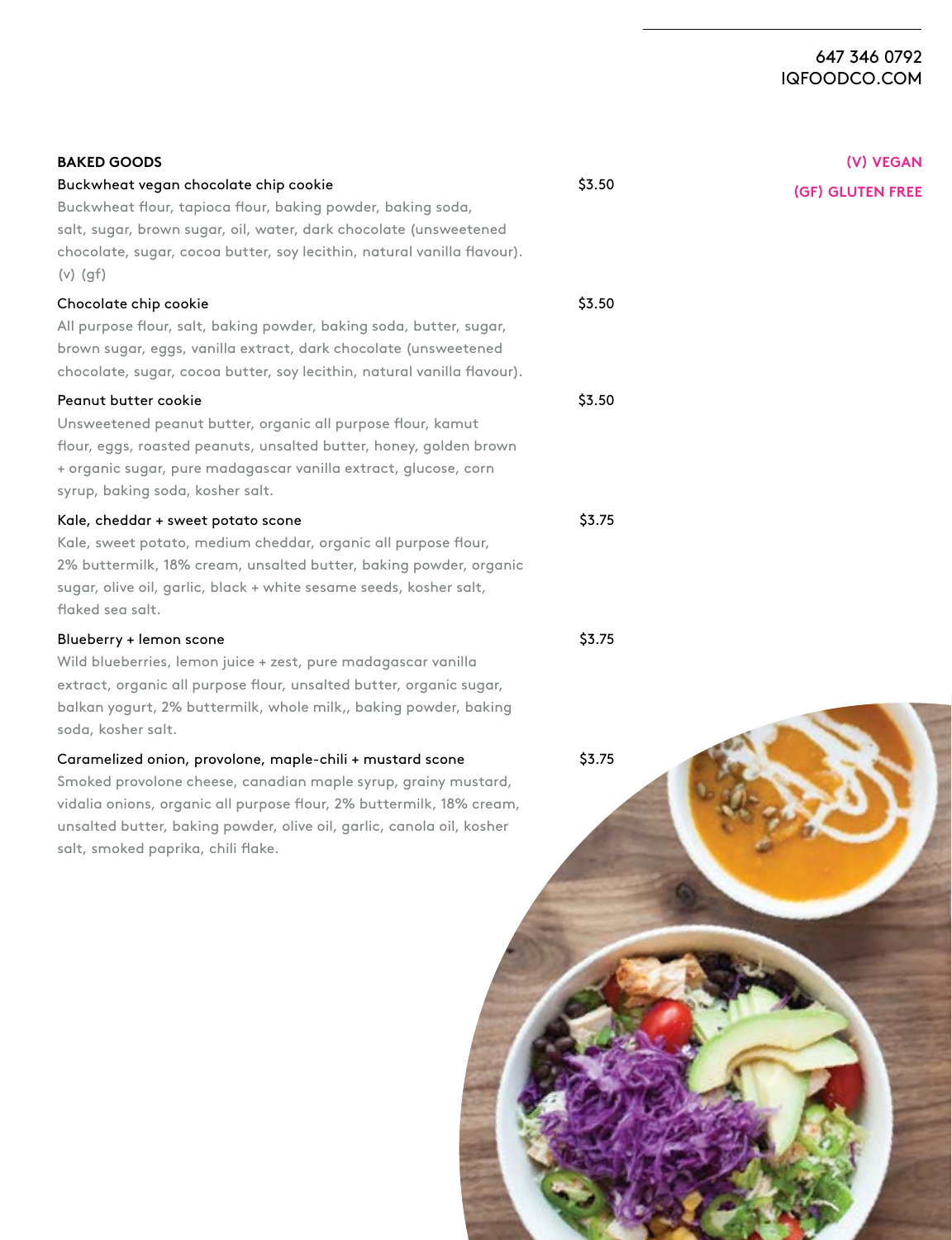647 346 0792
IQFOODCO.COM

**(V) VEGAN**
**(GF) GLUTEN FREE**

## BAKED GOODS

**Buckwheat vegan chocolate chip cookie** — $3.50

Buckwheat flour, tapioca flour, baking powder, baking soda, salt, sugar, brown sugar, oil, water, dark chocolate (unsweetened chocolate, sugar, cocoa butter, soy lecithin, natural vanilla flavour). (v) (gf)

**Chocolate chip cookie** — $3.50

All purpose flour, salt, baking powder, baking soda, butter, sugar, brown sugar, eggs, vanilla extract, dark chocolate (unsweetened chocolate, sugar, cocoa butter, soy lecithin, natural vanilla flavour).

**Peanut butter cookie** — $3.50

Unsweetened peanut butter, organic all purpose flour, kamut flour, eggs, roasted peanuts, unsalted butter, honey, golden brown + organic sugar, pure madagascar vanilla extract, glucose, corn syrup, baking soda, kosher salt.

**Kale, cheddar + sweet potato scone** — $3.75

Kale, sweet potato, medium cheddar, organic all purpose flour, 2% buttermilk, 18% cream, unsalted butter, baking powder, organic sugar, olive oil, garlic, black + white sesame seeds, kosher salt, flaked sea salt.

**Blueberry + lemon scone** — $3.75

Wild blueberries, lemon juice + zest, pure madagascar vanilla extract, organic all purpose flour, unsalted butter, organic sugar, balkan yogurt, 2% buttermilk, whole milk,, baking powder, baking soda, kosher salt.

**Caramelized onion, provolone, maple-chili + mustard scone** — $3.75

Smoked provolone cheese, canadian maple syrup, grainy mustard, vidalia onions, organic all purpose flour, 2% buttermilk, 18% cream, unsalted butter, baking powder, olive oil, garlic, canola oil, kosher salt, smoked paprika, chili flake.